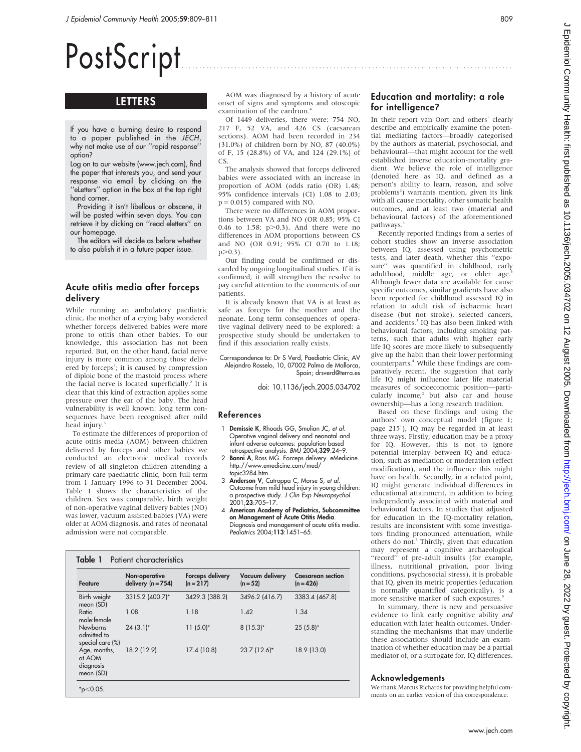# PostScript

## LETTERS

If you have a burning desire to respond to a paper published in the *JECH*, why not make use of our ''rapid response'' option?

Log on to our website (www.jech.com), find the paper that interests you, and send your response via email by clicking on the ''eLetters'' option in the box at the top right hand corner.

Providing it isn't libellous or obscene, it will be posted within seven days. You can retrieve it by clicking on ''read eletters'' on our homepage.

The editors will decide as before whether to also publish it in a future paper issue.

### Acute otitis media after forceps delivery

While running an ambulatory paediatric clinic, the mother of a crying baby wondered whether forceps delivered babies were more prone to otitis than other babies. To our knowledge, this association has not been reported. But, on the other hand, facial nerve injury is more common among those delivered by forceps[1]; it is caused by compression of diploic bone of the mastoid process where the facial nerve is located superficially.[2] It is clear that this kind of extraction applies some pressure over the ear of the baby. The head vulnerability is well known: long term consequences have been recognised after mild head injury.[3]

To estimate the differences of proportion of acute otitis media (AOM) between children delivered by forceps and other babies we conducted an electronic medical records review of all singleton children attending a primary care paediatric clinic, born full term from 1 January 1996 to 31 December 2004. Table 1 shows the characteristics of the children. Sex was comparable, birth weight of non-operative vaginal delivery babies (NO) was lower, vacuum assisted babies (VA) were older at AOM diagnosis, and rates of neonatal admission were not comparable.

**Table 1** Patient characteristics

| Feature | Non-operative delivery (n = 754) | Forceps delivery (n = 217) | Vacuum delivery (n = 52) | Caesarean section (n = 426) |
|---|---|---|---|---|
| Birth weight mean (SD) | 3315.2 (400.7)* | 3429.3 (388.2) | 3496.2 (416.7) | 3383.4 (467.8) |
| Ratio male:female | 1.08 | 1.18 | 1.42 | 1.34 |
| Newborns admitted to special care (%) | 24 (3.1)* | 11 (5.0)* | 8 (15.3)* | 25 (5.8)* |
| Age, months, at AOM diagnosis mean (SD) | 18.2 (12.9) | 17.4 (10.8) | 23.7 (12.6)* | 18.9 (13.0) |

*$p<0.05$.

AOM was diagnosed by a history of acute onset of signs and symptoms and otoscopic examination of the eardrum.[4]

Of 1449 deliveries, there were: 754 NO, 217 F, 52 VA, and 426 CS (caesarean sections). AOM had been recorded in 234 (31.0%) of children born by NO, 87 (40.0%) of F, 15 (28.8%) of VA, and 124 (29.1%) of CS.

The analysis showed that forceps delivered babies were associated with an increase in proportion of AOM (odds ratio (OR) 1.48; 95% confidence intervals (CI) 1.08 to 2.03; $p = 0.015$) compared with NO.

There were no differences in AOM proportions between VA and NO (OR 0.85; 95% CI 0.46 to 1.58; $p>0.3$). And there were no differences in AOM proportions between CS and NO (OR 0.91; 95% CI 0.70 to 1.18; $p>0.3$).

Our finding could be confirmed or discarded by ongoing longitudinal studies. If it is confirmed, it will strengthen the resolve to pay careful attention to the comments of our patients.

It is already known that VA is at least as safe as forceps for the mother and the neonate. Long term consequences of operative vaginal delivery need to be explored: a prospective study should be undertaken to find if this association really exists.

Correspondence to: Dr S Verd, Paediatric Clinic, AV Alejandro Rosselo, 10, 07002 Palma de Mallorca, Spain; drsverd@terra.es

doi: 10.1136/jech.2005.034702

#### References

1. **Demissie K**, Rhoads GG, Smulian JC, *et al*. Operative vaginal delivery and neonatal and infant adverse outcomes: population based retrospective analysis. *BMJ* 2004;**329**:24–9.
2. **Bonni A**, Ross MG. Forceps delivery. eMedicine. http://www.emedicine.com/med/topic3284.htm.
3. **Anderson V**, Catroppa C, Morse S, *et al*. Outcome from mild head injury in young children: a prospective study. *J Clin Exp Neuropsychol* 2001;**23**:705–17.
4. **American Academy of Pediatrics, Subcommittee on Management of Acute Otitis Media**. Diagnosis and management of acute otitis media. *Pediatrics* 2004;**113**:1451–65.

### Education and mortality: a role for intelligence?

In their report van Oort and others[1] clearly describe and empirically examine the potential mediating factors—broadly categorised by the authors as material, psychosocial, and behavioural—that might account for the well established inverse education-mortality gradient. We believe the role of intelligence (denoted here as IQ, and defined as a person's ability to learn, reason, and solve problems[2]) warrants mention, given its link with all cause mortality, other somatic health outcomes, and at least two (material and behavioural factors) of the aforementioned pathways.[3]

Recently reported findings from a series of cohort studies show an inverse association between IQ, assessed using psychometric tests, and later death, whether this ''exposure'' was quantified in childhood, early adulthood, middle age, or older age.[3] Although fewer data are available for cause specific outcomes, similar gradients have also been reported for childhood assessed IQ in relation to adult risk of ischaemic heart disease (but not stroke), selected cancers, and accidents.[3] IQ has also been linked with behavioural factors, including smoking patterns, such that adults with higher early life IQ scores are more likely to subsequently give up the habit than their lower performing counterparts.[4] While these findings are comparatively recent, the suggestion that early life IQ might influence later life material measures of socioeconomic position—particularly income,[2] but also car and house ownership—has a long research tradition.

Based on these findings and using the authors' own conceptual model (figure 1; page 215[1]), IQ may be regarded in at least three ways. Firstly, education may be a proxy for IQ. However, this is not to ignore potential interplay between IQ and education, such as mediation or moderation (effect modification), and the influence this might have on health. Secondly, in a related point, IQ might generate individual differences in educational attainment, in addition to being independently associated with material and behavioural factors. In studies that adjusted for education in the IQ-mortality relation, results are inconsistent with some investigators finding pronounced attenuation, while others do not.[3] Thirdly, given that education may represent a cognitive archaeological ''record'' of pre-adult insults (for example, illness, nutritional privation, poor living conditions, psychosocial stress), it is probable that IQ, given its metric properties (education is normally quantified categorically), is a more sensitive marker of such exposures.[5]

In summary, there is new and persuasive evidence to link early cognitive ability *and* education with later health outcomes. Understanding the mechanisms that may underlie these associations should include an examination of whether education may be a partial mediator of, or a surrogate for, IQ differences.

#### Acknowledgements

We thank Marcus Richards for providing helpful comments on an earlier version of this correspondence.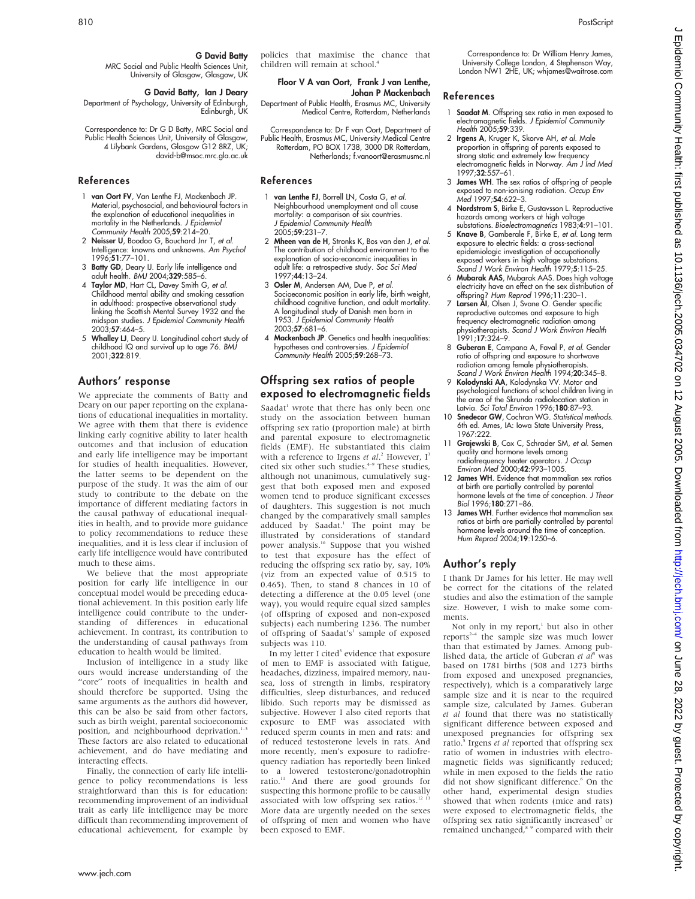**G David Batty**

MRC Social and Public Health Sciences Unit, University of Glasgow, Glasgow, UK

**G David Batty, Ian J Deary**

Department of Psychology, University of Edinburgh, Edinburgh, UK

Correspondence to: Dr G D Batty, MRC Social and Public Health Sciences Unit, University of Glasgow, 4 Lilybank Gardens, Glasgow G12 8RZ, UK; david-b@msoc.mrc.gla.ac.uk

### References

1. **van Oort FV**, Van Lenthe FJ, Mackenbach JP. Material, psychosocial, and behavioural factors in the explanation of educational inequalities in mortality in the Netherlands. *J Epidemiol Community Health* 2005;**59**:214–20.
2. **Neisser U**, Boodoo G, Bouchard Jnr T, *et al.* Intelligence: knowns and unknowns. *Am Psychol* 1996;**51**:77–101.
3. **Batty GD**, Deary IJ. Early life intelligence and adult health. *BMJ* 2004;**329**:585–6.
4. **Taylor MD**, Hart CL, Davey Smith G, *et al.* Childhood mental ability and smoking cessation in adulthood: prospective observational study linking the Scottish Mental Survey 1932 and the midspan studies. *J Epidemiol Community Health* 2003;**57**:464–5.
5. **Whalley LJ**, Deary IJ. Longitudinal cohort study of childhood IQ and survival up to age 76. *BMJ* 2001;**322**:819.

## Authors' response

We appreciate the comments of Batty and Deary on our paper reporting on the explanations of educational inequalities in mortality. We agree with them that there is evidence linking early cognitive ability to later health outcomes and that inclusion of education and early life intelligence may be important for studies of health inequalities. However, the latter seems to be dependent on the purpose of the study. It was the aim of our study to contribute to the debate on the importance of different mediating factors in the causal pathway of educational inequalities in health, and to provide more guidance to policy recommendations to reduce these inequalities, and it is less clear if inclusion of early life intelligence would have contributed much to these aims.

We believe that the most appropriate position for early life intelligence in our conceptual model would be preceding educational achievement. In this position early life intelligence could contribute to the understanding of differences in educational achievement. In contrast, its contribution to the understanding of causal pathways from education to health would be limited.

Inclusion of intelligence in a study like ours would increase understanding of the "core" roots of inequalities in health and should therefore be supported. Using the same arguments as the authors did however, this can be also be said from other factors, such as birth weight, parental socioeconomic position, and neighbourhood deprivation.[1–3] These factors are also related to educational achievement, and do have mediating and interacting effects.

Finally, the connection of early life intelligence to policy recommendations is less straightforward than this is for education: recommending improvement of an individual trait as early life intelligence may be more difficult than recommending improvement of educational achievement, for example by policies that maximise the chance that children will remain at school.[4]

**Floor V A van Oort, Frank J van Lenthe, Johan P Mackenbach**

Department of Public Health, Erasmus MC, University Medical Centre, Rotterdam, Netherlands

Correspondence to: Dr F van Oort, Department of Public Health, Erasmus MC, University Medical Centre Rotterdam, PO BOX 1738, 3000 DR Rotterdam, Netherlands; f.vanoort@erasmusmc.nl

### References

1. **van Lenthe FJ**, Borrell LN, Costa G, *et al.* Neighbourhood unemployment and all cause mortality: a comparison of six countries. *J Epidemiol Community Health* 2005;**59**:231–7.
2. **Mheen van de H**, Stronks K, Bos van den J, *et al.* The contribution of childhood environment to the explanation of socio-economic inequalities in adult life: a retrospective study. *Soc Sci Med* 1997;**44**:13–24.
3. **Osler M**, Andersen AM, Due P, *et al.* Socioeconomic position in early life, birth weight, childhood cognitive function, and adult mortality. A longitudinal study of Danish men born in 1953. *J Epidemiol Community Health* 2003;**57**:681–6.
4. **Mackenbach JP**. Genetics and health inequalities: hypotheses and controversies. *J Epidemiol Community Health* 2005;**59**:268–73.

## Offspring sex ratios of people exposed to electromagnetic fields

Saadat[1] wrote that there has only been one study on the association between human offspring sex ratio (proportion male) at birth and parental exposure to electromagnetic fields (EMF). He substantiated this claim with a reference to Irgens *et al*.[2] However, I[3] cited six other such studies.[4–9] These studies, although not unanimous, cumulatively suggest that both exposed men and exposed women tend to produce significant excesses of daughters. This suggestion is not much changed by the comparatively small samples adduced by Saadat.[1] The point may be illustrated by considerations of standard power analysis.[10] Suppose that you wished to test that exposure has the effect of reducing the offspring sex ratio by, say, 10% (viz from an expected value of 0.515 to 0.465). Then, to stand 8 chances in 10 of detecting a difference at the 0.05 level (one way), you would require equal sized samples (of offspring of exposed and non-exposed subjects) each numbering 1236. The number of offspring of Saadat's[1] sample of exposed subjects was 110.

In my letter I cited[3] evidence that exposure of men to EMF is associated with fatigue, headaches, dizziness, impaired memory, nausea, loss of strength in limbs, respiratory difficulties, sleep disturbances, and reduced libido. Such reports may be dismissed as subjective. However I also cited reports that exposure to EMF was associated with reduced sperm counts in men and rats: and of reduced testosterone levels in rats. And more recently, men's exposure to radiofrequency radiation has reportedly been linked to a lowered testosterone/gonadotrophin ratio.[11] And there are good grounds for suspecting this hormone profile to be causally associated with low offspring sex ratios.[12 13] More data are urgently needed on the sexes of offspring of men and women who have been exposed to EMF.

Correspondence to: Dr William Henry James, University College London, 4 Stephenson Way, London NW1 2HE, UK; whjames@waitrose.com

### References

1. **Saadat M**. Offspring sex ratio in men exposed to electromagnetic fields. *J Epidemiol Community Health* 2005;**59**:339.
2. **Irgens A**, Kruger K, Skorve AH, *et al.* Male proportion in offspring of parents exposed to strong static and extremely low frequency electromagnetic fields in Norway. *Am J Ind Med* 1997;**32**:557–61.
3. **James WH**. The sex ratios of offspring of people exposed to non-ionising radiation. *Occup Env Med* 1997;**54**:622–3.
4. **Nordstrom S**, Birke E, Gustavsson L. Reproductive hazards among workers at high voltage substations. *Bioelectromagnetics* 1983;**4**:91–101.
5. **Knave B**, Gamberale F, Birke E, *et al.* Long term exposure to electric fields: a cross-sectional epidemiologic investigation of occupationally exposed workers in high voltage substations. *Scand J Work Environ Health* 1979;**5**:115–25.
6. **Mubarak AAS**, Mubarak AAS. Does high voltage electricity have an effect on the sex distribution of offspring? *Hum Reprod* 1996;**11**:230–1.
7. **Larsen AI**, Olsen J, Svane O. Gender specific reproductive outcomes and exposure to high frequency electromagnetic radiation among physiotherapists. *Scand J Work Environ Health* 1991;**17**:324–9.
8. **Guberan E**, Campana A, Faval P, *et al.* Gender ratio of offspring and exposure to shortwave radiation among female physiotherapists. *Scand J Work Environ Health* 1994;**20**:345–8.
9. **Kolodynski AA**, Kolodynska VV. Motor and psychological functions of school children living in the area of the Skrunda radiolocation station in Latvia. *Sci Total Environ* 1996;**180**:87–93.
10. **Snedecor GW**, Cochran WG. *Statistical methods*. 6th ed. Ames, IA: Iowa State University Press, 1967:222.
11. **Grajewski B**, Cox C, Schrader SM, *et al.* Semen quality and hormone levels among radiofrequency heater operators. *J Occup Environ Med* 2000;**42**:993–1005.
12. **James WH**. Evidence that mammalian sex ratios at birth are partially controlled by parental hormone levels at the time of conception. *J Theor Biol* 1996;**180**:271–86.
13. **James WH**. Further evidence that mammalian sex ratios at birth are partially controlled by parental hormone levels around the time of conception. *Hum Reprod* 2004;**19**:1250–6.

## Author's reply

I thank Dr James for his letter. He may well be correct for the citations of the related studies and also the estimation of the sample size. However, I wish to make some comments.

Not only in my report,[1] but also in other reports[2–4] the sample size was much lower than that estimated by James. Among published data, the article of Guberan *et al*[5] was based on 1781 births (508 and 1273 births from exposed and unexposed pregnancies, respectively), which is a comparatively large sample size and it is near to the required sample size, calculated by James. Guberan *et al* found that there was no statistically significant difference between exposed and unexposed pregnancies for offspring sex ratio.[5] Irgens *et al* reported that offspring sex ratio of women in industries with electromagnetic fields was significantly reduced; while in men exposed to the fields the ratio did not show significant difference.[6] On the other hand, experimental design studies showed that when rodents (mice and rats) were exposed to electromagnetic fields, the offspring sex ratio significantly increased[7] or remained unchanged,[8 9] compared with their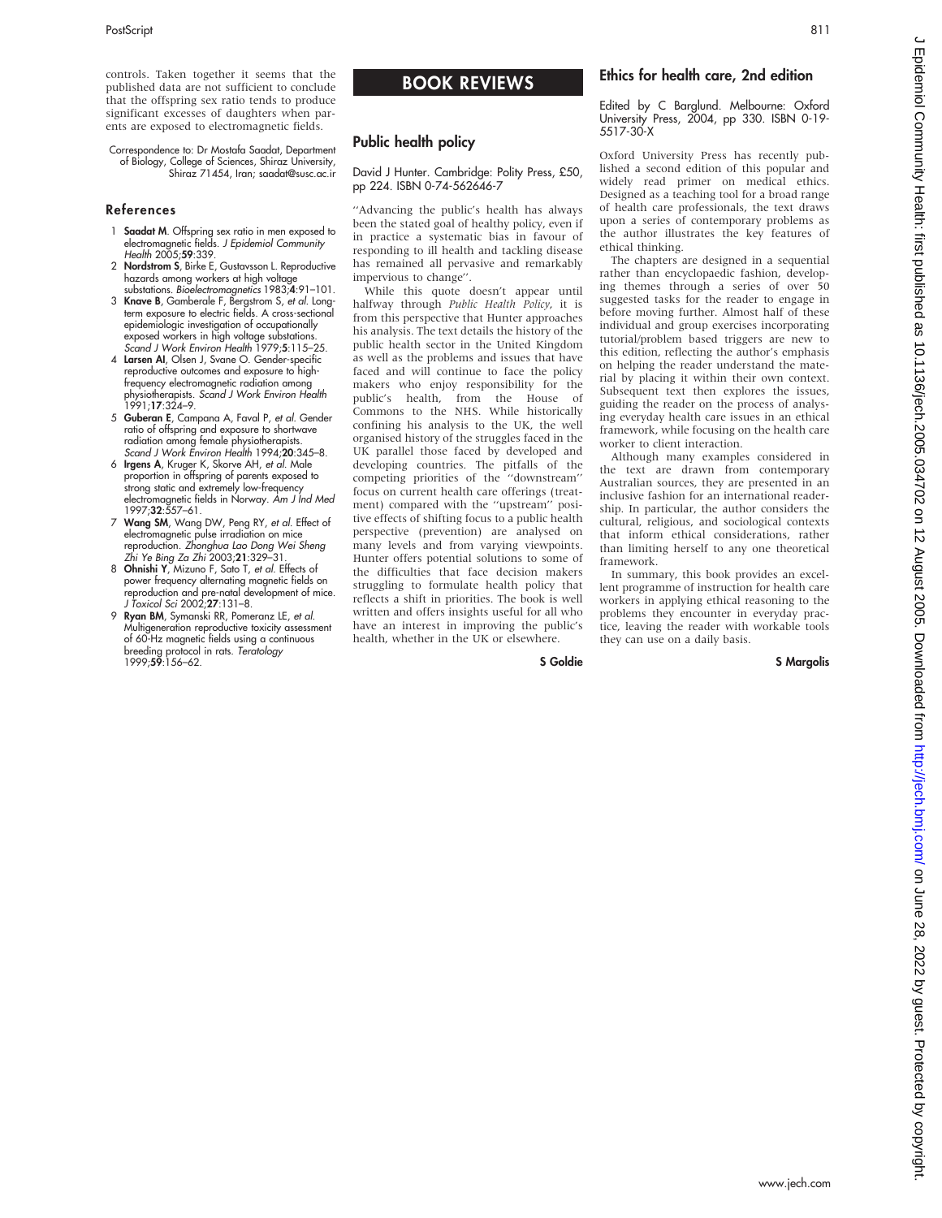controls. Taken together it seems that the published data are not sufficient to conclude that the offspring sex ratio tends to produce significant excesses of daughters when parents are exposed to electromagnetic fields.

Correspondence to: Dr Mostafa Saadat, Department of Biology, College of Sciences, Shiraz University, Shiraz 71454, Iran; saadat@susc.ac.ir

## References

1. **Saadat M**. Offspring sex ratio in men exposed to electromagnetic fields. *J Epidemiol Community Health* 2005;**59**:339.
2. **Nordstrom S**, Birke E, Gustavsson L. Reproductive hazards among workers at high voltage substations. *Bioelectromagnetics* 1983;**4**:91–101.
3. **Knave B**, Gamberale F, Bergstrom S, *et al*. Long-term exposure to electric fields. A cross-sectional epidemiologic investigation of occupationally exposed workers in high voltage substations. *Scand J Work Environ Health* 1979;**5**:115–25.
4. **Larsen AI**, Olsen J, Svane O. Gender-specific reproductive outcomes and exposure to high-frequency electromagnetic radiation among physiotherapists. *Scand J Work Environ Health* 1991;**17**:324–9.
5. **Guberan E**, Campana A, Faval P, *et al*. Gender ratio of offspring and exposure to shortwave radiation among female physiotherapists. *Scand J Work Environ Health* 1994;**20**:345–8.
6. **Irgens A**, Kruger K, Skorve AH, *et al*. Male proportion in offspring of parents exposed to strong static and extremely low-frequency electromagnetic fields in Norway. *Am J Ind Med* 1997;**32**:557–61.
7. **Wang SM**, Wang DW, Peng RY, *et al*. Effect of electromagnetic pulse irradiation on mice reproduction. *Zhonghua Lao Dong Wei Sheng Zhi Ye Bing Za Zhi* 2003;**21**:329–31.
8. **Ohnishi Y**, Mizuno F, Sato T, *et al*. Effects of power frequency alternating magnetic fields on reproduction and pre-natal development of mice. *J Toxicol Sci* 2002;**27**:131–8.
9. **Ryan BM**, Symanski RR, Pomeranz LE, *et al*. Multigeneration reproductive toxicity assessment of 60-Hz magnetic fields using a continuous breeding protocol in rats. *Teratology* 1999;**59**:156–62.

# BOOK REVIEWS

## Public health policy

David J Hunter. Cambridge: Polity Press, £50, pp 224. ISBN 0-74-562646-7

"Advancing the public's health has always been the stated goal of healthy policy, even if in practice a systematic bias in favour of responding to ill health and tackling disease has remained all pervasive and remarkably impervious to change".

While this quote doesn't appear until halfway through *Public Health Policy*, it is from this perspective that Hunter approaches his analysis. The text details the history of the public health sector in the United Kingdom as well as the problems and issues that have faced and will continue to face the policy makers who enjoy responsibility for the public's health, from the House of Commons to the NHS. While historically confining his analysis to the UK, the well organised history of the struggles faced in the UK parallel those faced by developed and developing countries. The pitfalls of the competing priorities of the "downstream" focus on current health care offerings (treatment) compared with the "upstream" positive effects of shifting focus to a public health perspective (prevention) are analysed on many levels and from varying viewpoints. Hunter offers potential solutions to some of the difficulties that face decision makers struggling to formulate health policy that reflects a shift in priorities. The book is well written and offers insights useful for all who have an interest in improving the public's health, whether in the UK or elsewhere.

**S Goldie**

## Ethics for health care, 2nd edition

Edited by C Barglund. Melbourne: Oxford University Press, 2004, pp 330. ISBN 0-19-5517-30-X

Oxford University Press has recently published a second edition of this popular and widely read primer on medical ethics. Designed as a teaching tool for a broad range of health care professionals, the text draws upon a series of contemporary problems as the author illustrates the key features of ethical thinking.

The chapters are designed in a sequential rather than encyclopaedic fashion, developing themes through a series of over 50 suggested tasks for the reader to engage in before moving further. Almost half of these individual and group exercises incorporating tutorial/problem based triggers are new to this edition, reflecting the author's emphasis on helping the reader understand the material by placing it within their own context. Subsequent text then explores the issues, guiding the reader on the process of analysing everyday health care issues in an ethical framework, while focusing on the health care worker to client interaction.

Although many examples considered in the text are drawn from contemporary Australian sources, they are presented in an inclusive fashion for an international readership. In particular, the author considers the cultural, religious, and sociological contexts that inform ethical considerations, rather than limiting herself to any one theoretical framework.

In summary, this book provides an excellent programme of instruction for health care workers in applying ethical reasoning to the problems they encounter in everyday practice, leaving the reader with workable tools they can use on a daily basis.

**S Margolis**